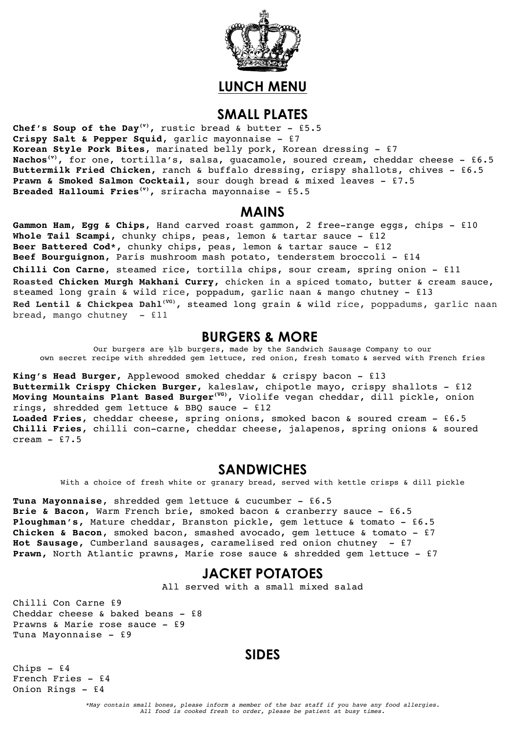# LUNCH MENU

## SMALL PLATES

**Chef's Soup of the Day**(v), rustic bread & butter - £5.5
**Crispy Salt & Pepper Squid**, garlic mayonnaise - £7
**Korean Style Pork Bites**, marinated belly pork, Korean dressing - £7
**Nachos**(v), for one, tortilla's, salsa, guacamole, soured cream, cheddar cheese - £6.5
**Buttermilk Fried Chicken**, ranch & buffalo dressing, crispy shallots, chives - £6.5
**Prawn & Smoked Salmon Cocktail**, sour dough bread & mixed leaves - £7.5
**Breaded Halloumi Fries**(v), sriracha mayonnaise - £5.5

## MAINS

**Gammon Ham, Egg & Chips**, Hand carved roast gammon, 2 free-range eggs, chips - £10
**Whole Tail Scampi**, chunky chips, peas, lemon & tartar sauce - £12
**Beer Battered Cod***, chunky chips, peas, lemon & tartar sauce - £12
**Beef Bourguignon**, Paris mushroom mash potato, tenderstem broccoli - £14
**Chilli Con Carne**, steamed rice, tortilla chips, sour cream, spring onion - £11
**Roasted Chicken Murgh Makhani Curry**, chicken in a spiced tomato, butter & cream sauce, steamed long grain & wild rice, poppadum, garlic naan & mango chutney - £13
**Red Lentil & Chickpea Dahl**(VG), steamed long grain & wild rice, poppadums, garlic naan bread, mango chutney - £11

## BURGERS & MORE

Our burgers are ½lb burgers, made by the Sandwich Sausage Company to our own secret recipe with shredded gem lettuce, red onion, fresh tomato & served with French fries

**King's Head Burger**, Applewood smoked cheddar & crispy bacon - £13
**Buttermilk Crispy Chicken Burger**, kaleslaw, chipotle mayo, crispy shallots - £12
**Moving Mountains Plant Based Burger**(VG), Violife vegan cheddar, dill pickle, onion rings, shredded gem lettuce & BBQ sauce - £12
**Loaded Fries**, cheddar cheese, spring onions, smoked bacon & soured cream - £6.5
**Chilli Fries**, chilli con-carne, cheddar cheese, jalapenos, spring onions & soured cream - £7.5

## SANDWICHES

With a choice of fresh white or granary bread, served with kettle crisps & dill pickle

**Tuna Mayonnaise**, shredded gem lettuce & cucumber - £6.5
**Brie & Bacon**, Warm French brie, smoked bacon & cranberry sauce - £6.5
**Ploughman's**, Mature cheddar, Branston pickle, gem lettuce & tomato - £6.5
**Chicken & Bacon**, smoked bacon, smashed avocado, gem lettuce & tomato - £7
**Hot Sausage**, Cumberland sausages, caramelised red onion chutney - £7
**Prawn**, North Atlantic prawns, Marie rose sauce & shredded gem lettuce - £7

## JACKET POTATOES

All served with a small mixed salad

Chilli Con Carne £9
Cheddar cheese & baked beans - £8
Prawns & Marie rose sauce - £9
Tuna Mayonnaise - £9

## SIDES

Chips - £4
French Fries - £4
Onion Rings - £4

*\*May contain small bones, please inform a member of the bar staff if you have any food allergies. All food is cooked fresh to order, please be patient at busy times.*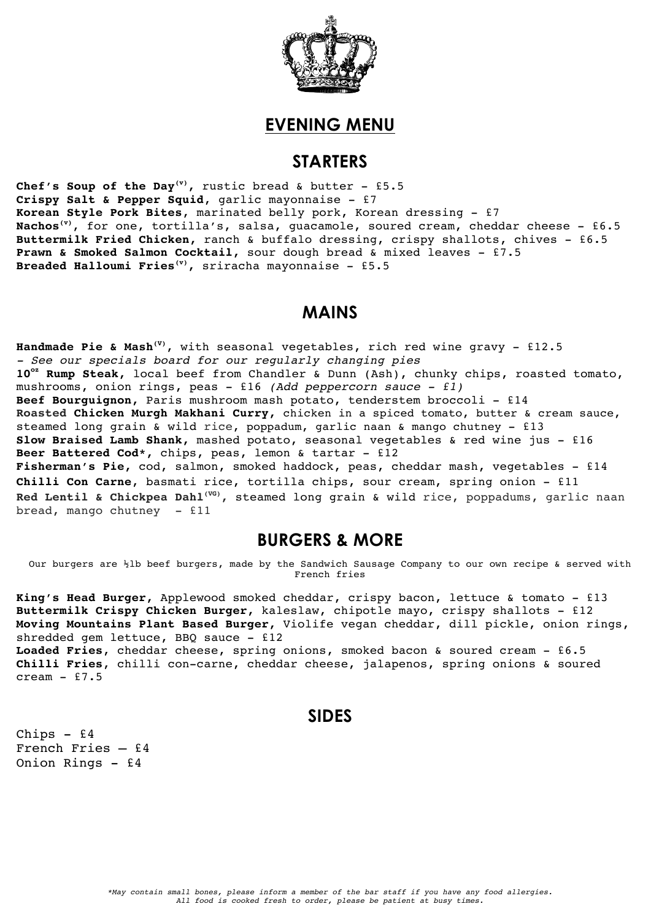# EVENING MENU

## STARTERS

**Chef's Soup of the Day**(v), rustic bread & butter - £5.5
**Crispy Salt & Pepper Squid**, garlic mayonnaise - £7
**Korean Style Pork Bites**, marinated belly pork, Korean dressing - £7
**Nachos**(v), for one, tortilla's, salsa, guacamole, soured cream, cheddar cheese - £6.5
**Buttermilk Fried Chicken**, ranch & buffalo dressing, crispy shallots, chives - £6.5
**Prawn & Smoked Salmon Cocktail**, sour dough bread & mixed leaves - £7.5
**Breaded Halloumi Fries**(v), sriracha mayonnaise - £5.5

## MAINS

**Handmade Pie & Mash**(V), with seasonal vegetables, rich red wine gravy - £12.5
*- See our specials board for our regularly changing pies*
**10oz Rump Steak**, local beef from Chandler & Dunn (Ash), chunky chips, roasted tomato, mushrooms, onion rings, peas - £16 *(Add peppercorn sauce - £1)*
**Beef Bourguignon**, Paris mushroom mash potato, tenderstem broccoli - £14
**Roasted Chicken Murgh Makhani Curry**, chicken in a spiced tomato, butter & cream sauce, steamed long grain & wild rice, poppadum, garlic naan & mango chutney - £13
**Slow Braised Lamb Shank**, mashed potato, seasonal vegetables & red wine jus - £16
**Beer Battered Cod***, chips, peas, lemon & tartar - £12
**Fisherman's Pie**, cod, salmon, smoked haddock, peas, cheddar mash, vegetables - £14
**Chilli Con Carne**, basmati rice, tortilla chips, sour cream, spring onion - £11
**Red Lentil & Chickpea Dahl**(VG), steamed long grain & wild rice, poppadums, garlic naan bread, mango chutney - £11

## BURGERS & MORE

Our burgers are ½lb beef burgers, made by the Sandwich Sausage Company to our own recipe & served with French fries

**King's Head Burger**, Applewood smoked cheddar, crispy bacon, lettuce & tomato - £13
**Buttermilk Crispy Chicken Burger**, kaleslaw, chipotle mayo, crispy shallots - £12
**Moving Mountains Plant Based Burger**, Violife vegan cheddar, dill pickle, onion rings, shredded gem lettuce, BBQ sauce - £12
**Loaded Fries**, cheddar cheese, spring onions, smoked bacon & soured cream - £6.5
**Chilli Fries**, chilli con-carne, cheddar cheese, jalapenos, spring onions & soured cream - £7.5

## SIDES

Chips - £4
French Fries – £4
Onion Rings - £4

*\*May contain small bones, please inform a member of the bar staff if you have any food allergies.*
*All food is cooked fresh to order, please be patient at busy times.*